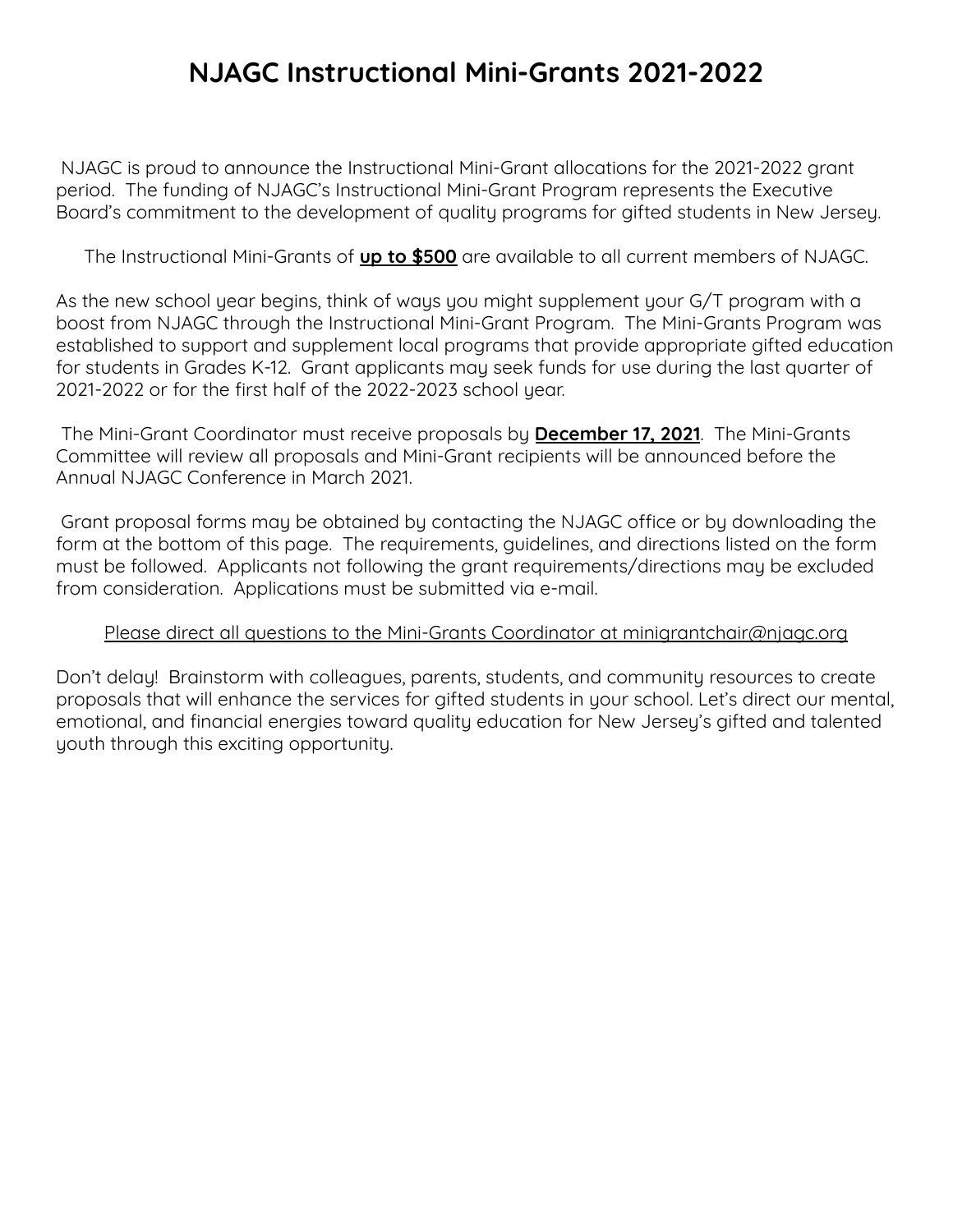# NJAGC Instructional Mini-Grants 2021-2022

NJAGC is proud to announce the Instructional Mini-Grant allocations for the 2021-2022 grant period. The funding of NJAGC's Instructional Mini-Grant Program represents the Executive Board's commitment to the development of quality programs for gifted students in New Jersey.

The Instructional Mini-Grants of **up to $500** are available to all current members of NJAGC.

As the new school year begins, think of ways you might supplement your G/T program with a boost from NJAGC through the Instructional Mini-Grant Program. The Mini-Grants Program was established to support and supplement local programs that provide appropriate gifted education for students in Grades K-12. Grant applicants may seek funds for use during the last quarter of 2021-2022 or for the first half of the 2022-2023 school year.

The Mini-Grant Coordinator must receive proposals by **December 17, 2021**. The Mini-Grants Committee will review all proposals and Mini-Grant recipients will be announced before the Annual NJAGC Conference in March 2021.

Grant proposal forms may be obtained by contacting the NJAGC office or by downloading the form at the bottom of this page. The requirements, guidelines, and directions listed on the form must be followed. Applicants not following the grant requirements/directions may be excluded from consideration. Applications must be submitted via e-mail.

Please direct all questions to the Mini-Grants Coordinator at minigrantchair@njagc.org

Don't delay! Brainstorm with colleagues, parents, students, and community resources to create proposals that will enhance the services for gifted students in your school. Let's direct our mental, emotional, and financial energies toward quality education for New Jersey's gifted and talented youth through this exciting opportunity.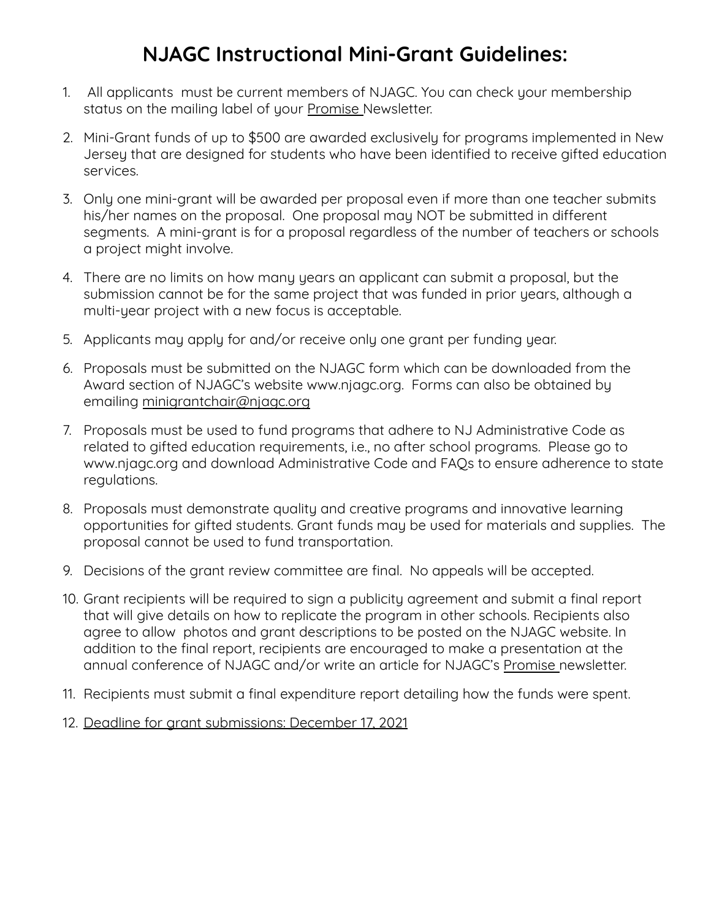# NJAGC Instructional Mini-Grant Guidelines:

1. All applicants must be current members of NJAGC. You can check your membership status on the mailing label of your Promise Newsletter.
2. Mini-Grant funds of up to $500 are awarded exclusively for programs implemented in New Jersey that are designed for students who have been identified to receive gifted education services.
3. Only one mini-grant will be awarded per proposal even if more than one teacher submits his/her names on the proposal. One proposal may NOT be submitted in different segments. A mini-grant is for a proposal regardless of the number of teachers or schools a project might involve.
4. There are no limits on how many years an applicant can submit a proposal, but the submission cannot be for the same project that was funded in prior years, although a multi-year project with a new focus is acceptable.
5. Applicants may apply for and/or receive only one grant per funding year.
6. Proposals must be submitted on the NJAGC form which can be downloaded from the Award section of NJAGC's website www.njagc.org. Forms can also be obtained by emailing minigrantchair@njagc.org
7. Proposals must be used to fund programs that adhere to NJ Administrative Code as related to gifted education requirements, i.e., no after school programs. Please go to www.njagc.org and download Administrative Code and FAQs to ensure adherence to state regulations.
8. Proposals must demonstrate quality and creative programs and innovative learning opportunities for gifted students. Grant funds may be used for materials and supplies. The proposal cannot be used to fund transportation.
9. Decisions of the grant review committee are final. No appeals will be accepted.
10. Grant recipients will be required to sign a publicity agreement and submit a final report that will give details on how to replicate the program in other schools. Recipients also agree to allow photos and grant descriptions to be posted on the NJAGC website. In addition to the final report, recipients are encouraged to make a presentation at the annual conference of NJAGC and/or write an article for NJAGC's Promise newsletter.
11. Recipients must submit a final expenditure report detailing how the funds were spent.
12. Deadline for grant submissions: December 17, 2021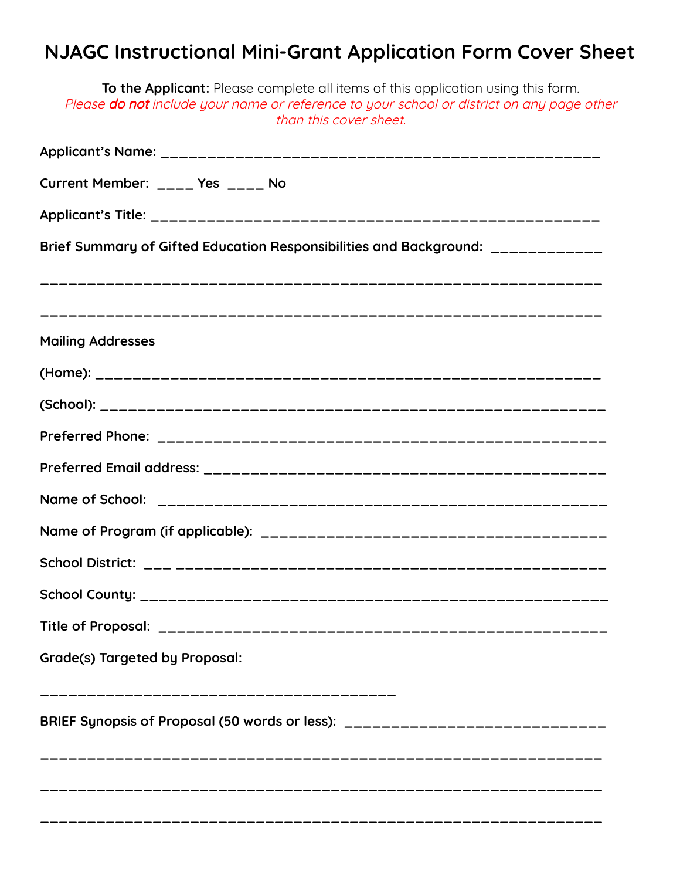# NJAGC Instructional Mini-Grant Application Form Cover Sheet

**To the Applicant:** Please complete all items of this application using this form.
*Please **do not** include your name or reference to your school or district on any page other than this cover sheet.*

**Applicant's Name:** ___________________________________________________

**Current Member:** ____ **Yes** ____ **No**

**Applicant's Title:** ___________________________________________________

**Brief Summary of Gifted Education Responsibilities and Background:** _____________

_________________________________________________________________

_________________________________________________________________

**Mailing Addresses**

**(Home):** _________________________________________________________

**(School):** _________________________________________________________

**Preferred Phone:** ___________________________________________________

**Preferred Email address:** _____________________________________________

**Name of School:** ___________________________________________________

**Name of Program (if applicable):** ______________________________________

**School District:** ___ _________________________________________________

**School County:** ____________________________________________________

**Title of Proposal:** ___________________________________________________

**Grade(s) Targeted by Proposal:**

________________________________________

**BRIEF Synopsis of Proposal (50 words or less):** _____________________________

_________________________________________________________________

_________________________________________________________________

_________________________________________________________________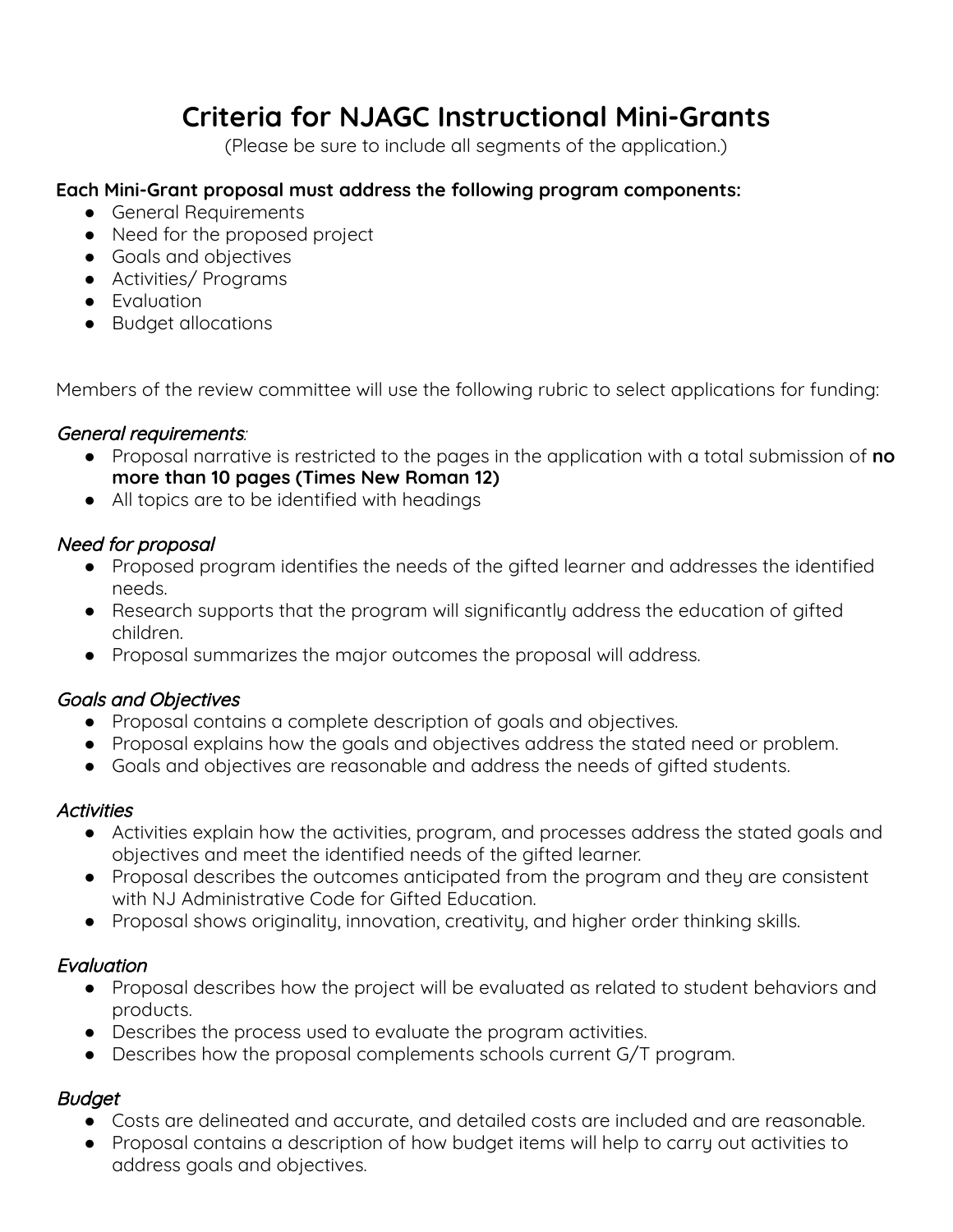# Criteria for NJAGC Instructional Mini-Grants

(Please be sure to include all segments of the application.)

**Each Mini-Grant proposal must address the following program components:**

- General Requirements
- Need for the proposed project
- Goals and objectives
- Activities/ Programs
- Evaluation
- Budget allocations

Members of the review committee will use the following rubric to select applications for funding:

*General requirements*:

- Proposal narrative is restricted to the pages in the application with a total submission of **no more than 10 pages (Times New Roman 12)**
- All topics are to be identified with headings

*Need for proposal*

- Proposed program identifies the needs of the gifted learner and addresses the identified needs.
- Research supports that the program will significantly address the education of gifted children.
- Proposal summarizes the major outcomes the proposal will address.

*Goals and Objectives*

- Proposal contains a complete description of goals and objectives.
- Proposal explains how the goals and objectives address the stated need or problem.
- Goals and objectives are reasonable and address the needs of gifted students.

*Activities*

- Activities explain how the activities, program, and processes address the stated goals and objectives and meet the identified needs of the gifted learner.
- Proposal describes the outcomes anticipated from the program and they are consistent with NJ Administrative Code for Gifted Education.
- Proposal shows originality, innovation, creativity, and higher order thinking skills.

*Evaluation*

- Proposal describes how the project will be evaluated as related to student behaviors and products.
- Describes the process used to evaluate the program activities.
- Describes how the proposal complements schools current G/T program.

*Budget*

- Costs are delineated and accurate, and detailed costs are included and are reasonable.
- Proposal contains a description of how budget items will help to carry out activities to address goals and objectives.